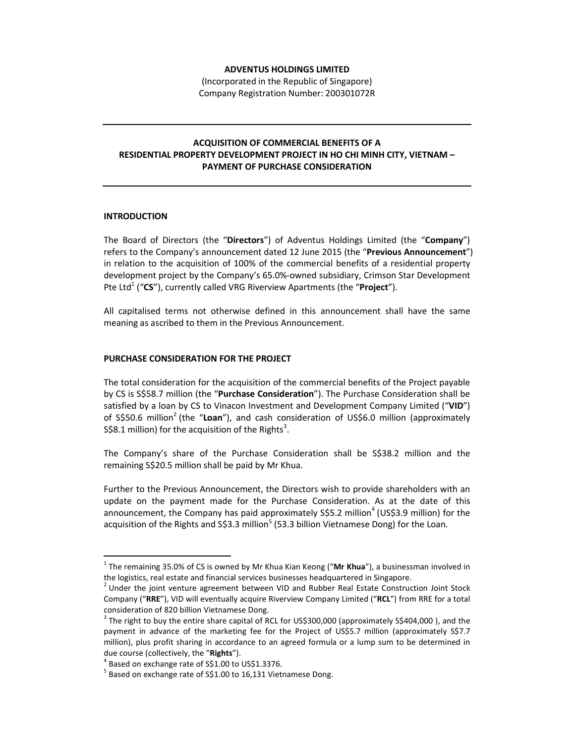**ADVENTUS HOLDINGS LIMITED**
(Incorporated in the Republic of Singapore)
Company Registration Number: 200301072R

---

## ACQUISITION OF COMMERCIAL BENEFITS OF A RESIDENTIAL PROPERTY DEVELOPMENT PROJECT IN HO CHI MINH CITY, VIETNAM – PAYMENT OF PURCHASE CONSIDERATION

---

### INTRODUCTION

The Board of Directors (the "**Directors**") of Adventus Holdings Limited (the "**Company**") refers to the Company's announcement dated 12 June 2015 (the "**Previous Announcement**") in relation to the acquisition of 100% of the commercial benefits of a residential property development project by the Company's 65.0%-owned subsidiary, Crimson Star Development Pte Ltd[1] ("**CS**"), currently called VRG Riverview Apartments (the "**Project**").

All capitalised terms not otherwise defined in this announcement shall have the same meaning as ascribed to them in the Previous Announcement.

### PURCHASE CONSIDERATION FOR THE PROJECT

The total consideration for the acquisition of the commercial benefits of the Project payable by CS is S$58.7 million (the "**Purchase Consideration**"). The Purchase Consideration shall be satisfied by a loan by CS to Vinacon Investment and Development Company Limited ("**VID**") of S$50.6 million[2] (the "**Loan**"), and cash consideration of US$6.0 million (approximately S$8.1 million) for the acquisition of the Rights[3].

The Company's share of the Purchase Consideration shall be S$38.2 million and the remaining S$20.5 million shall be paid by Mr Khua.

Further to the Previous Announcement, the Directors wish to provide shareholders with an update on the payment made for the Purchase Consideration. As at the date of this announcement, the Company has paid approximately S$5.2 million[4] (US$3.9 million) for the acquisition of the Rights and S$3.3 million[5] (53.3 billion Vietnamese Dong) for the Loan.

---

[1] The remaining 35.0% of CS is owned by Mr Khua Kian Keong ("**Mr Khua**"), a businessman involved in the logistics, real estate and financial services businesses headquartered in Singapore.

[2] Under the joint venture agreement between VID and Rubber Real Estate Construction Joint Stock Company ("**RRE**"), VID will eventually acquire Riverview Company Limited ("**RCL**") from RRE for a total consideration of 820 billion Vietnamese Dong.

[3] The right to buy the entire share capital of RCL for US$300,000 (approximately S$404,000 ), and the payment in advance of the marketing fee for the Project of US$5.7 million (approximately S$7.7 million), plus profit sharing in accordance to an agreed formula or a lump sum to be determined in due course (collectively, the "**Rights**").

[4] Based on exchange rate of S$1.00 to US$1.3376.

[5] Based on exchange rate of S$1.00 to 16,131 Vietnamese Dong.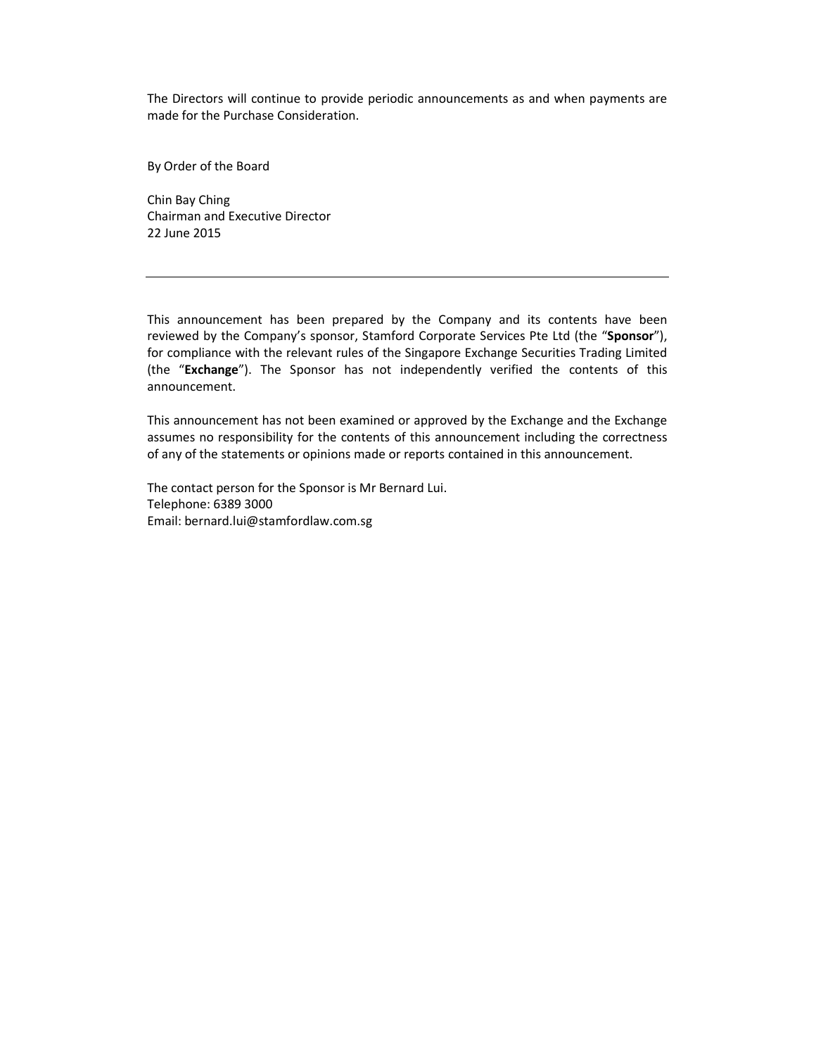The Directors will continue to provide periodic announcements as and when payments are made for the Purchase Consideration.

By Order of the Board

Chin Bay Ching
Chairman and Executive Director
22 June 2015

---

This announcement has been prepared by the Company and its contents have been reviewed by the Company's sponsor, Stamford Corporate Services Pte Ltd (the "**Sponsor**"), for compliance with the relevant rules of the Singapore Exchange Securities Trading Limited (the "**Exchange**"). The Sponsor has not independently verified the contents of this announcement.

This announcement has not been examined or approved by the Exchange and the Exchange assumes no responsibility for the contents of this announcement including the correctness of any of the statements or opinions made or reports contained in this announcement.

The contact person for the Sponsor is Mr Bernard Lui.
Telephone: 6389 3000
Email: bernard.lui@stamfordlaw.com.sg